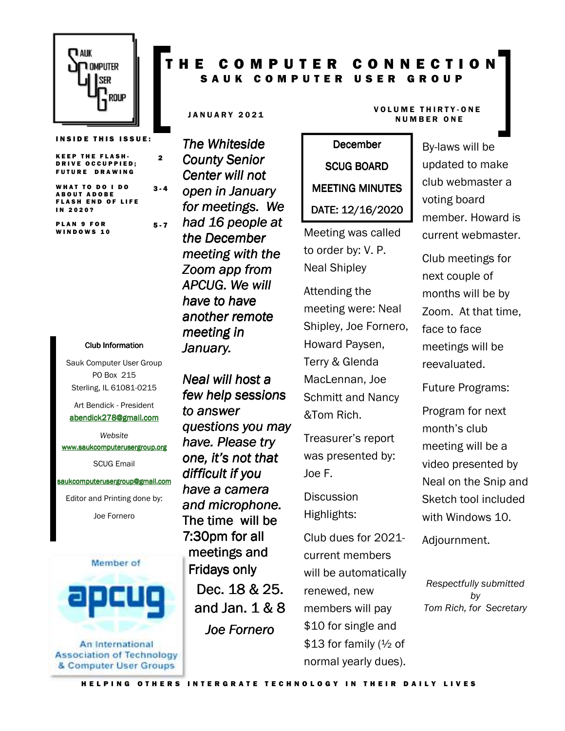# THE COMPUTER CONNECTION

## SAUK COMPUTER USER GROUP

JANUARY 2021

VOLUME THIRTY-ONE NUMBER ONE

**INSIDE THIS ISSUE:**

| | |
|---|---|
| KEEP THE FLASH-DRIVE OCCUPPIED; FUTURE DRAWING | 2 |
| WHAT TO DO I DO ABOUT ADOBE FLASH END OF LIFE IN 2020? | 3-4 |
| PLAN 9 FOR WINDOWS 10 | 5-7 |

**Club Information**

Sauk Computer User Group
PO Box 215
Sterling, IL 61081-0215

Art Bendick - President
abendick278@gmail.com

*Website*
www.saukcomputerusergroup.org

SCUG Email
saukcomputerusergroup@gmail.com

Editor and Printing done by:
Joe Fornero

Member of apcug
An International Association of Technology & Computer User Groups

*The Whiteside County Senior Center will not open in January for meetings. We had 16 people at the December meeting with the Zoom app from APCUG. We will have to have another remote meeting in January.*

*Neal will host a few help sessions to answer questions you may have. Please try one, it's not that difficult if you have a camera and microphone.* The time will be 7:30pm for all meetings and Fridays only

Dec. 18 & 25. and Jan. 1 & 8

*Joe Fornero*

**December SCUG BOARD MEETING MINUTES DATE: 12/16/2020**

Meeting was called to order by: V. P. Neal Shipley

Attending the meeting were: Neal Shipley, Joe Fornero, Howard Paysen, Terry & Glenda MacLennan, Joe Schmitt and Nancy &Tom Rich.

Treasurer's report was presented by: Joe F.

Discussion Highlights:

Club dues for 2021- current members will be automatically renewed, new members will pay $10 for single and $13 for family (½ of normal yearly dues).

By-laws will be updated to make club webmaster a voting board member. Howard is current webmaster.

Club meetings for next couple of months will be by Zoom. At that time, face to face meetings will be reevaluated.

Future Programs:

Program for next month's club meeting will be a video presented by Neal on the Snip and Sketch tool included with Windows 10.

Adjournment.

*Respectfully submitted by*
*Tom Rich, for Secretary*

HELPING OTHERS INTERGRATE TECHNOLOGY IN THEIR DAILY LIVES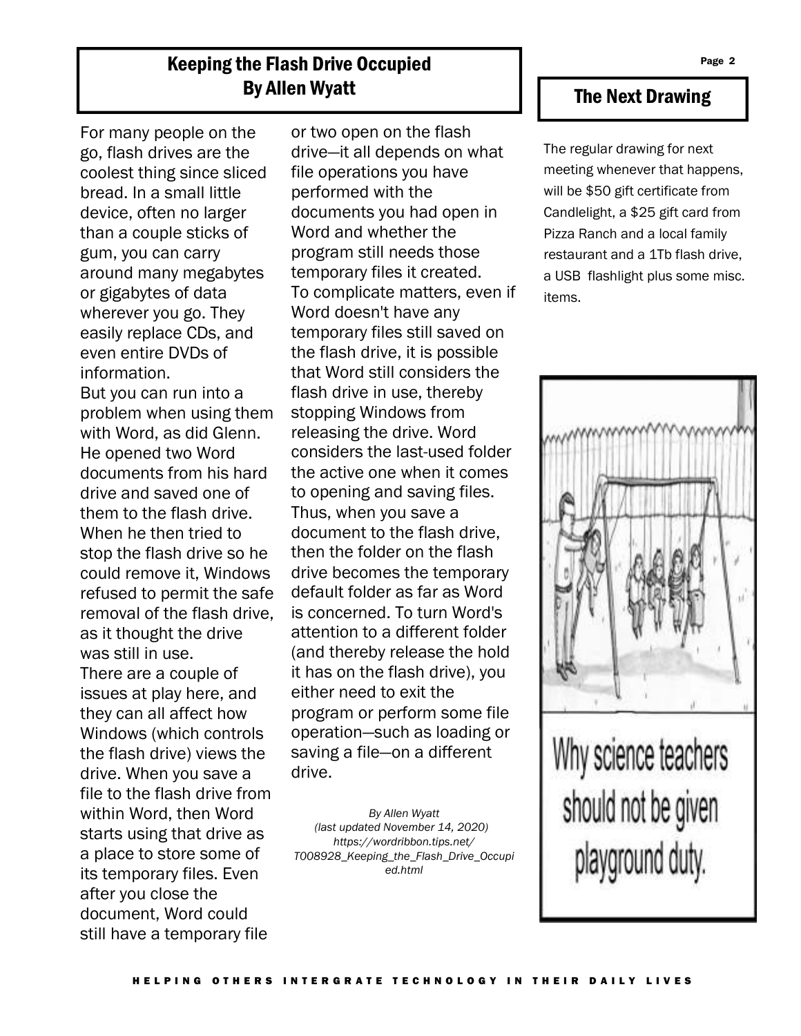## Keeping the Flash Drive Occupied
## By Allen Wyatt

For many people on the go, flash drives are the coolest thing since sliced bread. In a small little device, often no larger than a couple sticks of gum, you can carry around many megabytes or gigabytes of data wherever you go. They easily replace CDs, and even entire DVDs of information.

But you can run into a problem when using them with Word, as did Glenn. He opened two Word documents from his hard drive and saved one of them to the flash drive. When he then tried to stop the flash drive so he could remove it, Windows refused to permit the safe removal of the flash drive, as it thought the drive was still in use.

There are a couple of issues at play here, and they can all affect how Windows (which controls the flash drive) views the drive. When you save a file to the flash drive from within Word, then Word starts using that drive as a place to store some of its temporary files. Even after you close the document, Word could still have a temporary file or two open on the flash drive—it all depends on what file operations you have performed with the documents you had open in Word and whether the program still needs those temporary files it created.

To complicate matters, even if Word doesn't have any temporary files still saved on the flash drive, it is possible that Word still considers the flash drive in use, thereby stopping Windows from releasing the drive. Word considers the last-used folder the active one when it comes to opening and saving files. Thus, when you save a document to the flash drive, then the folder on the flash drive becomes the temporary default folder as far as Word is concerned. To turn Word's attention to a different folder (and thereby release the hold it has on the flash drive), you either need to exit the program or perform some file operation—such as loading or saving a file—on a different drive.

*By Allen Wyatt*
*(last updated November 14, 2020)*
*https://wordribbon.tips.net/T008928_Keeping_the_Flash_Drive_Occupied.html*

## The Next Drawing

The regular drawing for next meeting whenever that happens, will be $50 gift certificate from Candlelight, a $25 gift card from Pizza Ranch and a local family restaurant and a 1Tb flash drive, a USB flashlight plus some misc. items.

Why science teachers should not be given playground duty.

HELPING OTHERS INTERGRATE TECHNOLOGY IN THEIR DAILY LIVES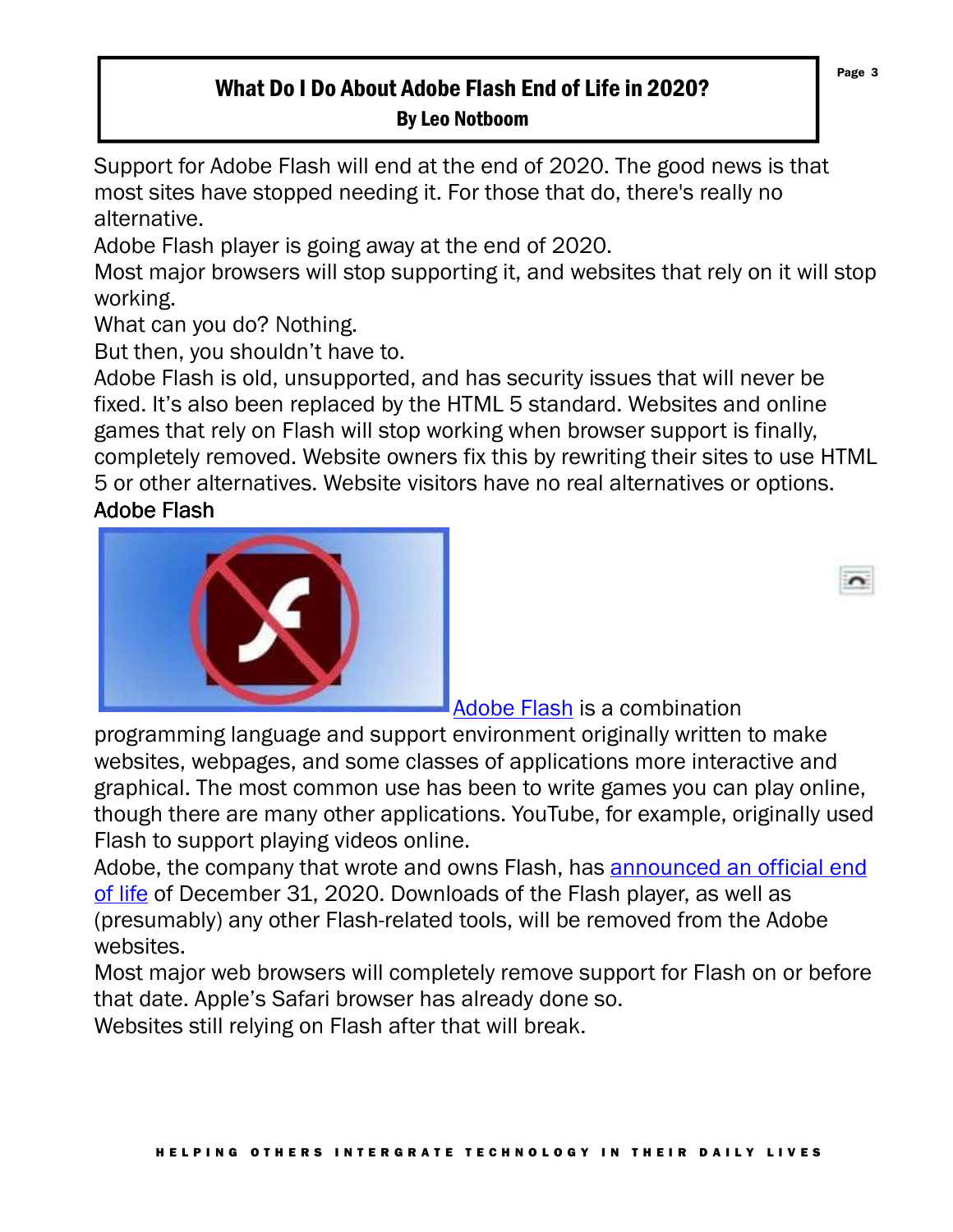# What Do I Do About Adobe Flash End of Life in 2020?

**By Leo Notboom**

Support for Adobe Flash will end at the end of 2020. The good news is that most sites have stopped needing it. For those that do, there's really no alternative.

Adobe Flash player is going away at the end of 2020.

Most major browsers will stop supporting it, and websites that rely on it will stop working.

What can you do? Nothing.

But then, you shouldn't have to.

Adobe Flash is old, unsupported, and has security issues that will never be fixed. It's also been replaced by the HTML 5 standard. Websites and online games that rely on Flash will stop working when browser support is finally, completely removed. Website owners fix this by rewriting their sites to use HTML 5 or other alternatives. Website visitors have no real alternatives or options.

Adobe Flash

Adobe Flash is a combination programming language and support environment originally written to make websites, webpages, and some classes of applications more interactive and graphical. The most common use has been to write games you can play online, though there are many other applications. YouTube, for example, originally used Flash to support playing videos online.

Adobe, the company that wrote and owns Flash, has announced an official end of life of December 31, 2020. Downloads of the Flash player, as well as (presumably) any other Flash-related tools, will be removed from the Adobe websites.

Most major web browsers will completely remove support for Flash on or before that date. Apple's Safari browser has already done so.

Websites still relying on Flash after that will break.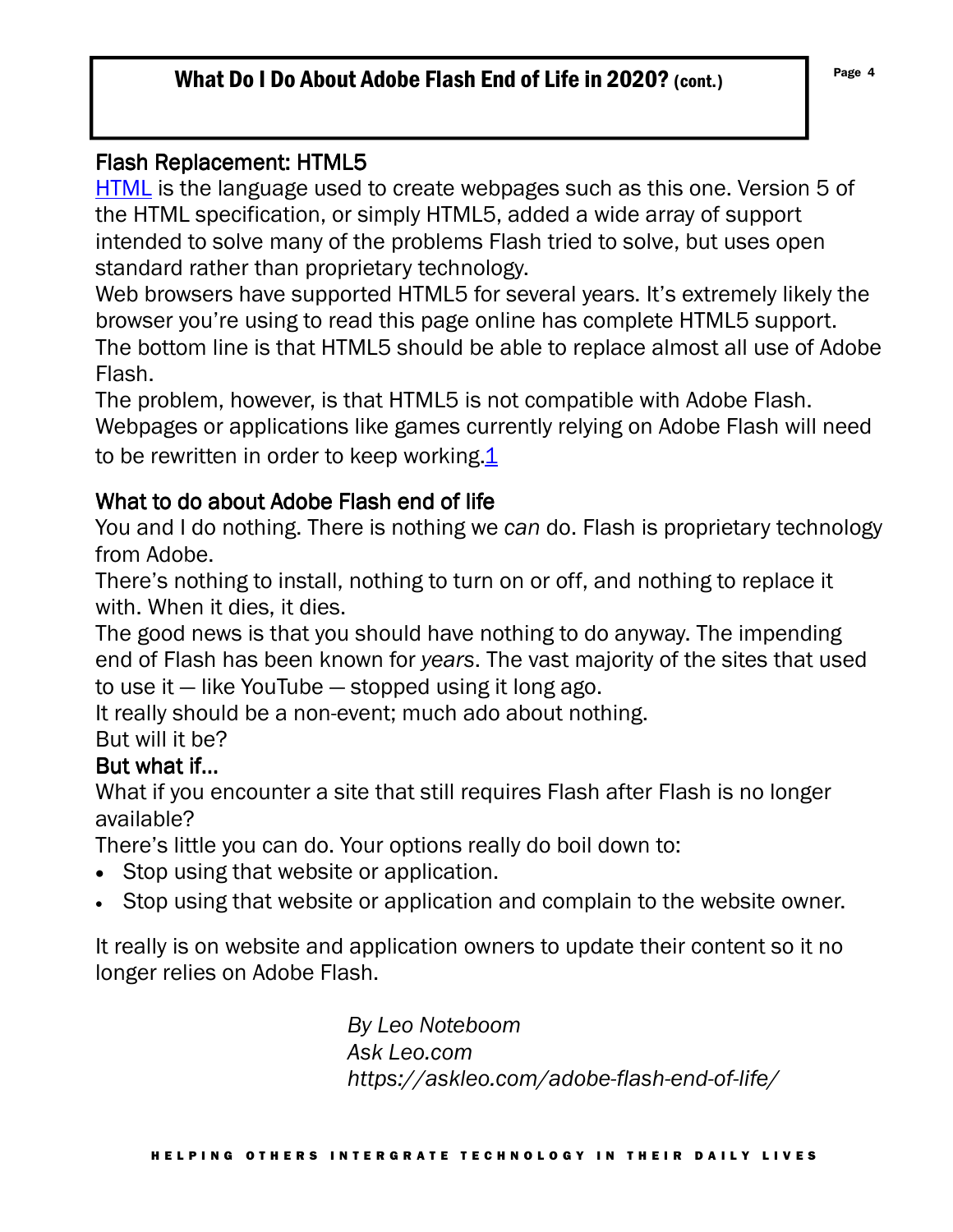# What Do I Do About Adobe Flash End of Life in 2020? (cont.)

## Flash Replacement: HTML5

HTML is the language used to create webpages such as this one. Version 5 of the HTML specification, or simply HTML5, added a wide array of support intended to solve many of the problems Flash tried to solve, but uses open standard rather than proprietary technology.

Web browsers have supported HTML5 for several years. It's extremely likely the browser you're using to read this page online has complete HTML5 support.

The bottom line is that HTML5 should be able to replace almost all use of Adobe Flash.

The problem, however, is that HTML5 is not compatible with Adobe Flash. Webpages or applications like games currently relying on Adobe Flash will need to be rewritten in order to keep working.[1]

## What to do about Adobe Flash end of life

You and I do nothing. There is nothing we *can* do. Flash is proprietary technology from Adobe.

There's nothing to install, nothing to turn on or off, and nothing to replace it with. When it dies, it dies.

The good news is that you should have nothing to do anyway. The impending end of Flash has been known for *years*. The vast majority of the sites that used to use it — like YouTube — stopped using it long ago.

It really should be a non-event; much ado about nothing.

But will it be?

## But what if…

What if you encounter a site that still requires Flash after Flash is no longer available?

There's little you can do. Your options really do boil down to:

- Stop using that website or application.
- Stop using that website or application and complain to the website owner.

It really is on website and application owners to update their content so it no longer relies on Adobe Flash.

*By Leo Noteboom*
*Ask Leo.com*
*https://askleo.com/adobe-flash-end-of-life/*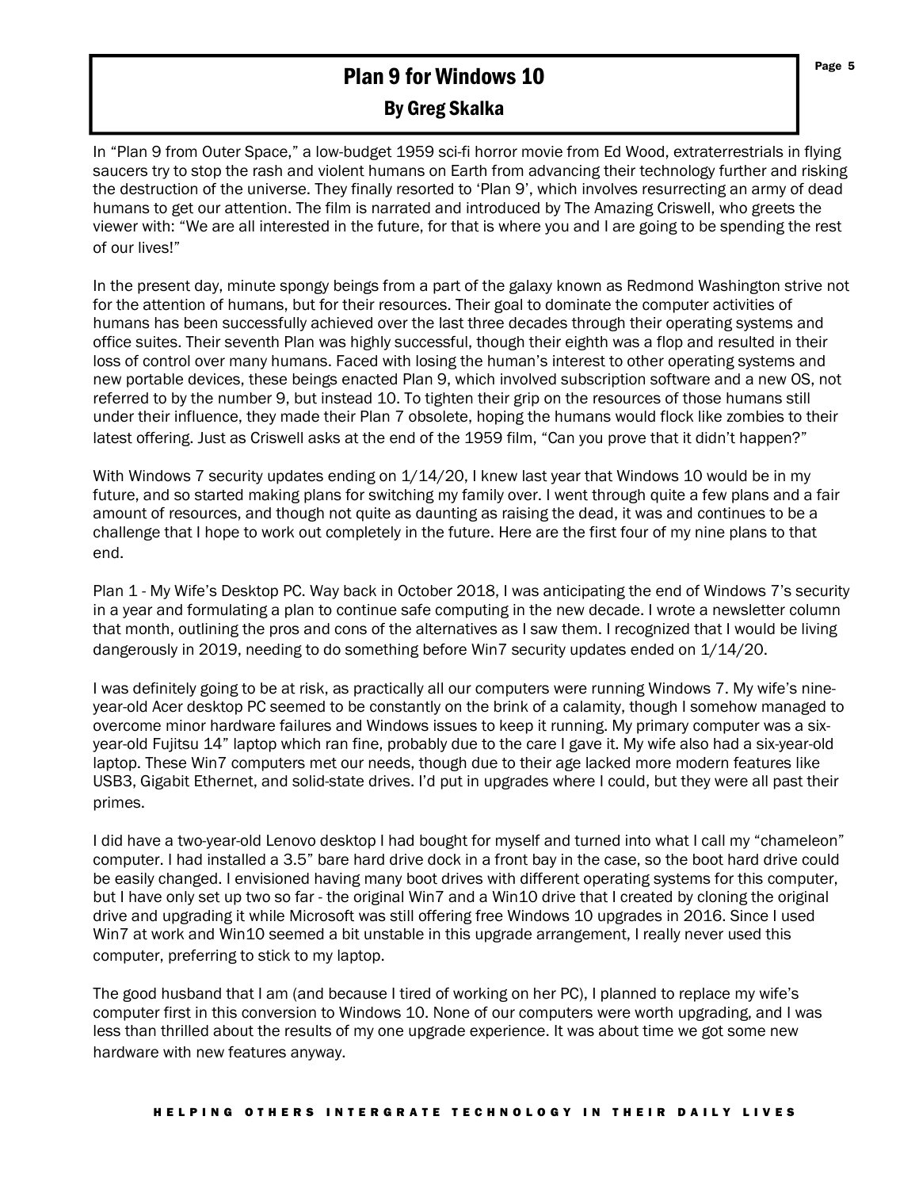# Plan 9 for Windows 10

## By Greg Skalka

In "Plan 9 from Outer Space," a low-budget 1959 sci-fi horror movie from Ed Wood, extraterrestrials in flying saucers try to stop the rash and violent humans on Earth from advancing their technology further and risking the destruction of the universe. They finally resorted to 'Plan 9', which involves resurrecting an army of dead humans to get our attention. The film is narrated and introduced by The Amazing Criswell, who greets the viewer with: "We are all interested in the future, for that is where you and I are going to be spending the rest of our lives!"

In the present day, minute spongy beings from a part of the galaxy known as Redmond Washington strive not for the attention of humans, but for their resources. Their goal to dominate the computer activities of humans has been successfully achieved over the last three decades through their operating systems and office suites. Their seventh Plan was highly successful, though their eighth was a flop and resulted in their loss of control over many humans. Faced with losing the human's interest to other operating systems and new portable devices, these beings enacted Plan 9, which involved subscription software and a new OS, not referred to by the number 9, but instead 10. To tighten their grip on the resources of those humans still under their influence, they made their Plan 7 obsolete, hoping the humans would flock like zombies to their latest offering. Just as Criswell asks at the end of the 1959 film, "Can you prove that it didn't happen?"

With Windows 7 security updates ending on 1/14/20, I knew last year that Windows 10 would be in my future, and so started making plans for switching my family over. I went through quite a few plans and a fair amount of resources, and though not quite as daunting as raising the dead, it was and continues to be a challenge that I hope to work out completely in the future. Here are the first four of my nine plans to that end.

Plan 1 - My Wife's Desktop PC. Way back in October 2018, I was anticipating the end of Windows 7's security in a year and formulating a plan to continue safe computing in the new decade. I wrote a newsletter column that month, outlining the pros and cons of the alternatives as I saw them. I recognized that I would be living dangerously in 2019, needing to do something before Win7 security updates ended on 1/14/20.

I was definitely going to be at risk, as practically all our computers were running Windows 7. My wife's nine-year-old Acer desktop PC seemed to be constantly on the brink of a calamity, though I somehow managed to overcome minor hardware failures and Windows issues to keep it running. My primary computer was a six-year-old Fujitsu 14" laptop which ran fine, probably due to the care I gave it. My wife also had a six-year-old laptop. These Win7 computers met our needs, though due to their age lacked more modern features like USB3, Gigabit Ethernet, and solid-state drives. I'd put in upgrades where I could, but they were all past their primes.

I did have a two-year-old Lenovo desktop I had bought for myself and turned into what I call my "chameleon" computer. I had installed a 3.5" bare hard drive dock in a front bay in the case, so the boot hard drive could be easily changed. I envisioned having many boot drives with different operating systems for this computer, but I have only set up two so far - the original Win7 and a Win10 drive that I created by cloning the original drive and upgrading it while Microsoft was still offering free Windows 10 upgrades in 2016. Since I used Win7 at work and Win10 seemed a bit unstable in this upgrade arrangement, I really never used this computer, preferring to stick to my laptop.

The good husband that I am (and because I tired of working on her PC), I planned to replace my wife's computer first in this conversion to Windows 10. None of our computers were worth upgrading, and I was less than thrilled about the results of my one upgrade experience. It was about time we got some new hardware with new features anyway.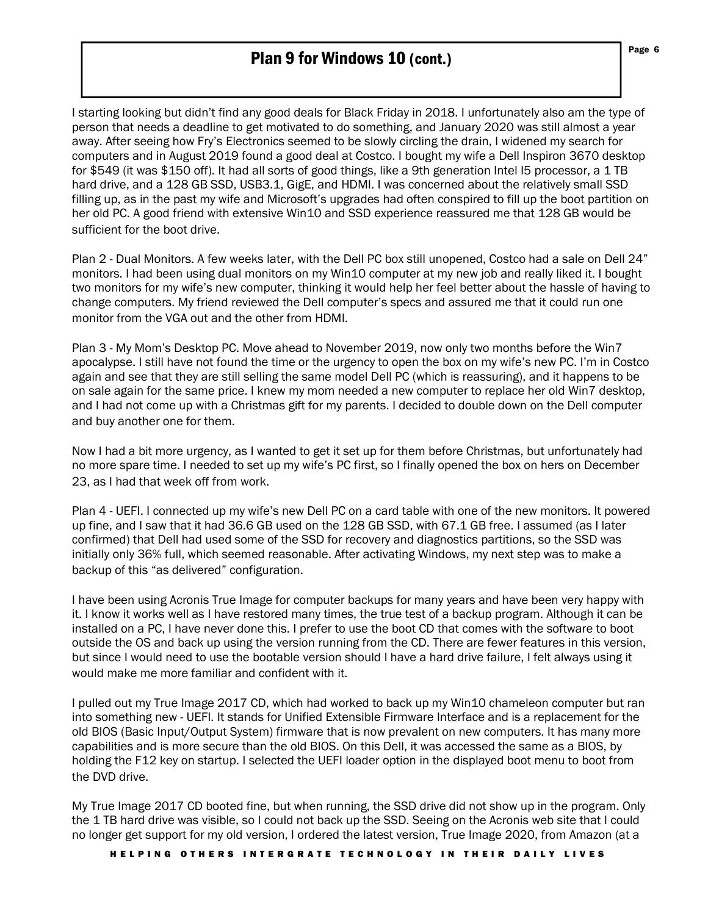# Plan 9 for Windows 10 (cont.)

I starting looking but didn't find any good deals for Black Friday in 2018. I unfortunately also am the type of person that needs a deadline to get motivated to do something, and January 2020 was still almost a year away. After seeing how Fry's Electronics seemed to be slowly circling the drain, I widened my search for computers and in August 2019 found a good deal at Costco. I bought my wife a Dell Inspiron 3670 desktop for $549 (it was $150 off). It had all sorts of good things, like a 9th generation Intel I5 processor, a 1 TB hard drive, and a 128 GB SSD, USB3.1, GigE, and HDMI. I was concerned about the relatively small SSD filling up, as in the past my wife and Microsoft's upgrades had often conspired to fill up the boot partition on her old PC. A good friend with extensive Win10 and SSD experience reassured me that 128 GB would be sufficient for the boot drive.

Plan 2 - Dual Monitors. A few weeks later, with the Dell PC box still unopened, Costco had a sale on Dell 24" monitors. I had been using dual monitors on my Win10 computer at my new job and really liked it. I bought two monitors for my wife's new computer, thinking it would help her feel better about the hassle of having to change computers. My friend reviewed the Dell computer's specs and assured me that it could run one monitor from the VGA out and the other from HDMI.

Plan 3 - My Mom's Desktop PC. Move ahead to November 2019, now only two months before the Win7 apocalypse. I still have not found the time or the urgency to open the box on my wife's new PC. I'm in Costco again and see that they are still selling the same model Dell PC (which is reassuring), and it happens to be on sale again for the same price. I knew my mom needed a new computer to replace her old Win7 desktop, and I had not come up with a Christmas gift for my parents. I decided to double down on the Dell computer and buy another one for them.

Now I had a bit more urgency, as I wanted to get it set up for them before Christmas, but unfortunately had no more spare time. I needed to set up my wife's PC first, so I finally opened the box on hers on December 23, as I had that week off from work.

Plan 4 - UEFI. I connected up my wife's new Dell PC on a card table with one of the new monitors. It powered up fine, and I saw that it had 36.6 GB used on the 128 GB SSD, with 67.1 GB free. I assumed (as I later confirmed) that Dell had used some of the SSD for recovery and diagnostics partitions, so the SSD was initially only 36% full, which seemed reasonable. After activating Windows, my next step was to make a backup of this "as delivered" configuration.

I have been using Acronis True Image for computer backups for many years and have been very happy with it. I know it works well as I have restored many times, the true test of a backup program. Although it can be installed on a PC, I have never done this. I prefer to use the boot CD that comes with the software to boot outside the OS and back up using the version running from the CD. There are fewer features in this version, but since I would need to use the bootable version should I have a hard drive failure, I felt always using it would make me more familiar and confident with it.

I pulled out my True Image 2017 CD, which had worked to back up my Win10 chameleon computer but ran into something new - UEFI. It stands for Unified Extensible Firmware Interface and is a replacement for the old BIOS (Basic Input/Output System) firmware that is now prevalent on new computers. It has many more capabilities and is more secure than the old BIOS. On this Dell, it was accessed the same as a BIOS, by holding the F12 key on startup. I selected the UEFI loader option in the displayed boot menu to boot from the DVD drive.

My True Image 2017 CD booted fine, but when running, the SSD drive did not show up in the program. Only the 1 TB hard drive was visible, so I could not back up the SSD. Seeing on the Acronis web site that I could no longer get support for my old version, I ordered the latest version, True Image 2020, from Amazon (at a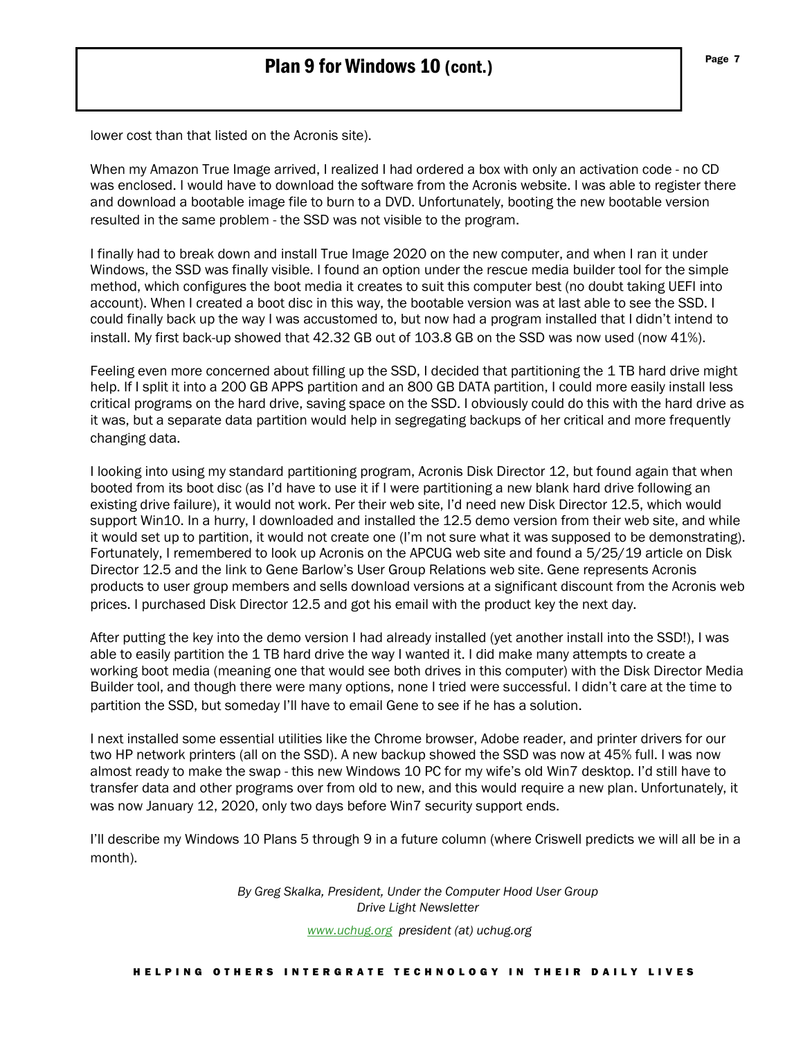# Plan 9 for Windows 10 (cont.)

lower cost than that listed on the Acronis site).

When my Amazon True Image arrived, I realized I had ordered a box with only an activation code - no CD was enclosed. I would have to download the software from the Acronis website. I was able to register there and download a bootable image file to burn to a DVD. Unfortunately, booting the new bootable version resulted in the same problem - the SSD was not visible to the program.

I finally had to break down and install True Image 2020 on the new computer, and when I ran it under Windows, the SSD was finally visible. I found an option under the rescue media builder tool for the simple method, which configures the boot media it creates to suit this computer best (no doubt taking UEFI into account). When I created a boot disc in this way, the bootable version was at last able to see the SSD. I could finally back up the way I was accustomed to, but now had a program installed that I didn't intend to install. My first back-up showed that 42.32 GB out of 103.8 GB on the SSD was now used (now 41%).

Feeling even more concerned about filling up the SSD, I decided that partitioning the 1 TB hard drive might help. If I split it into a 200 GB APPS partition and an 800 GB DATA partition, I could more easily install less critical programs on the hard drive, saving space on the SSD. I obviously could do this with the hard drive as it was, but a separate data partition would help in segregating backups of her critical and more frequently changing data.

I looking into using my standard partitioning program, Acronis Disk Director 12, but found again that when booted from its boot disc (as I'd have to use it if I were partitioning a new blank hard drive following an existing drive failure), it would not work. Per their web site, I'd need new Disk Director 12.5, which would support Win10. In a hurry, I downloaded and installed the 12.5 demo version from their web site, and while it would set up to partition, it would not create one (I'm not sure what it was supposed to be demonstrating). Fortunately, I remembered to look up Acronis on the APCUG web site and found a 5/25/19 article on Disk Director 12.5 and the link to Gene Barlow's User Group Relations web site. Gene represents Acronis products to user group members and sells download versions at a significant discount from the Acronis web prices. I purchased Disk Director 12.5 and got his email with the product key the next day.

After putting the key into the demo version I had already installed (yet another install into the SSD!), I was able to easily partition the 1 TB hard drive the way I wanted it. I did make many attempts to create a working boot media (meaning one that would see both drives in this computer) with the Disk Director Media Builder tool, and though there were many options, none I tried were successful. I didn't care at the time to partition the SSD, but someday I'll have to email Gene to see if he has a solution.

I next installed some essential utilities like the Chrome browser, Adobe reader, and printer drivers for our two HP network printers (all on the SSD). A new backup showed the SSD was now at 45% full. I was now almost ready to make the swap - this new Windows 10 PC for my wife's old Win7 desktop. I'd still have to transfer data and other programs over from old to new, and this would require a new plan. Unfortunately, it was now January 12, 2020, only two days before Win7 security support ends.

I'll describe my Windows 10 Plans 5 through 9 in a future column (where Criswell predicts we will all be in a month).

*By Greg Skalka, President, Under the Computer Hood User Group*
*Drive Light Newsletter*

*www.uchug.org president (at) uchug.org*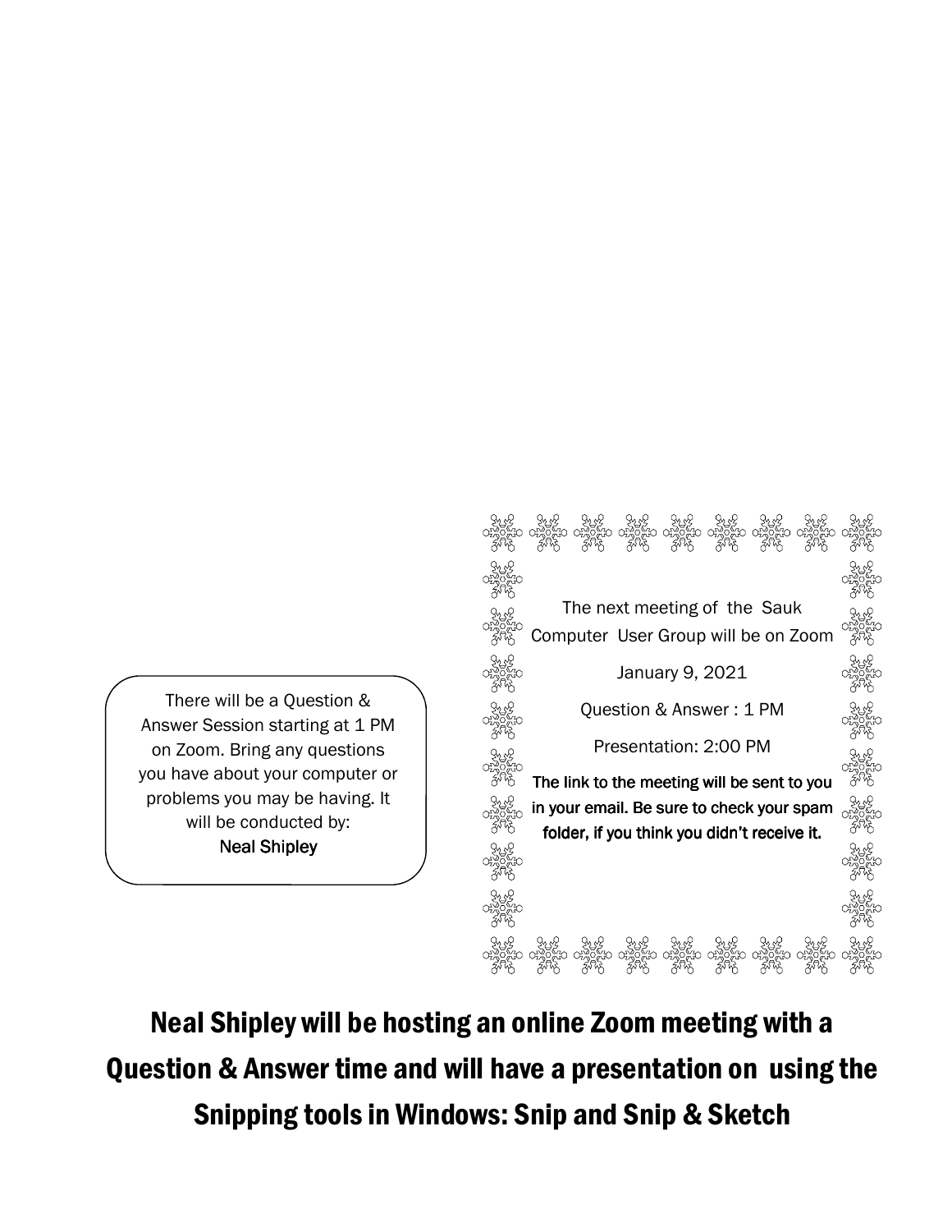There will be a Question & Answer Session starting at 1 PM on Zoom. Bring any questions you have about your computer or problems you may be having. It will be conducted by:
Neal Shipley

The next meeting of the Sauk Computer User Group will be on Zoom

January 9, 2021

Question & Answer : 1 PM

Presentation: 2:00 PM

**The link to the meeting will be sent to you in your email. Be sure to check your spam folder, if you think you didn't receive it.**

**Neal Shipley will be hosting an online Zoom meeting with a Question & Answer time and will have a presentation on using the Snipping tools in Windows: Snip and Snip & Sketch**